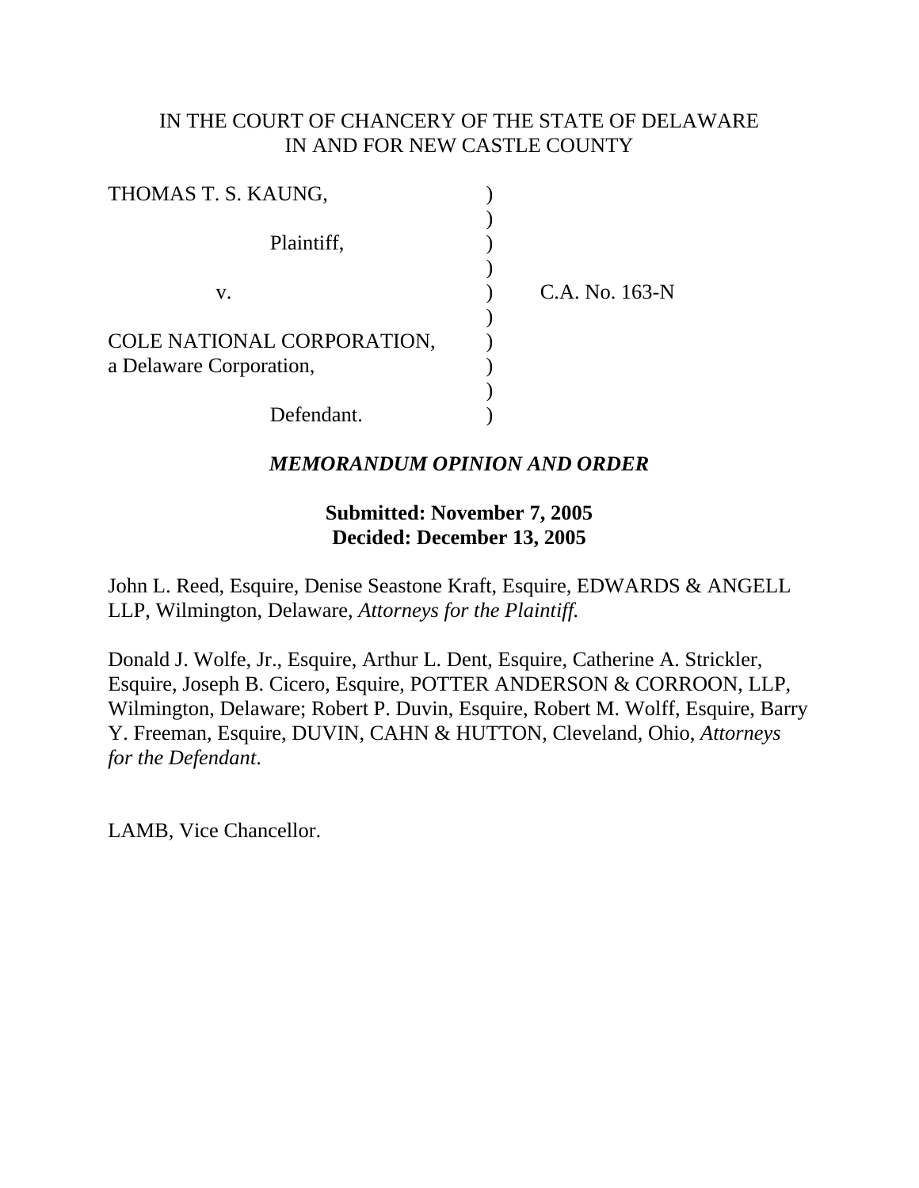IN THE COURT OF CHANCERY OF THE STATE OF DELAWARE
IN AND FOR NEW CASTLE COUNTY

| | | |
|---|---|---|
| THOMAS T. S. KAUNG, | ) | |
| | ) | |
| Plaintiff, | ) | |
| | ) | |
| v. | ) | C.A. No. 163-N |
| | ) | |
| COLE NATIONAL CORPORATION, a Delaware Corporation, | ) | |
| | ) | |
| Defendant. | ) | |

***MEMORANDUM OPINION AND ORDER***

**Submitted: November 7, 2005**
**Decided: December 13, 2005**

John L. Reed, Esquire, Denise Seastone Kraft, Esquire, EDWARDS & ANGELL LLP, Wilmington, Delaware, *Attorneys for the Plaintiff.*

Donald J. Wolfe, Jr., Esquire, Arthur L. Dent, Esquire, Catherine A. Strickler, Esquire, Joseph B. Cicero, Esquire, POTTER ANDERSON & CORROON, LLP, Wilmington, Delaware; Robert P. Duvin, Esquire, Robert M. Wolff, Esquire, Barry Y. Freeman, Esquire, DUVIN, CAHN & HUTTON, Cleveland, Ohio, *Attorneys for the Defendant*.

LAMB, Vice Chancellor.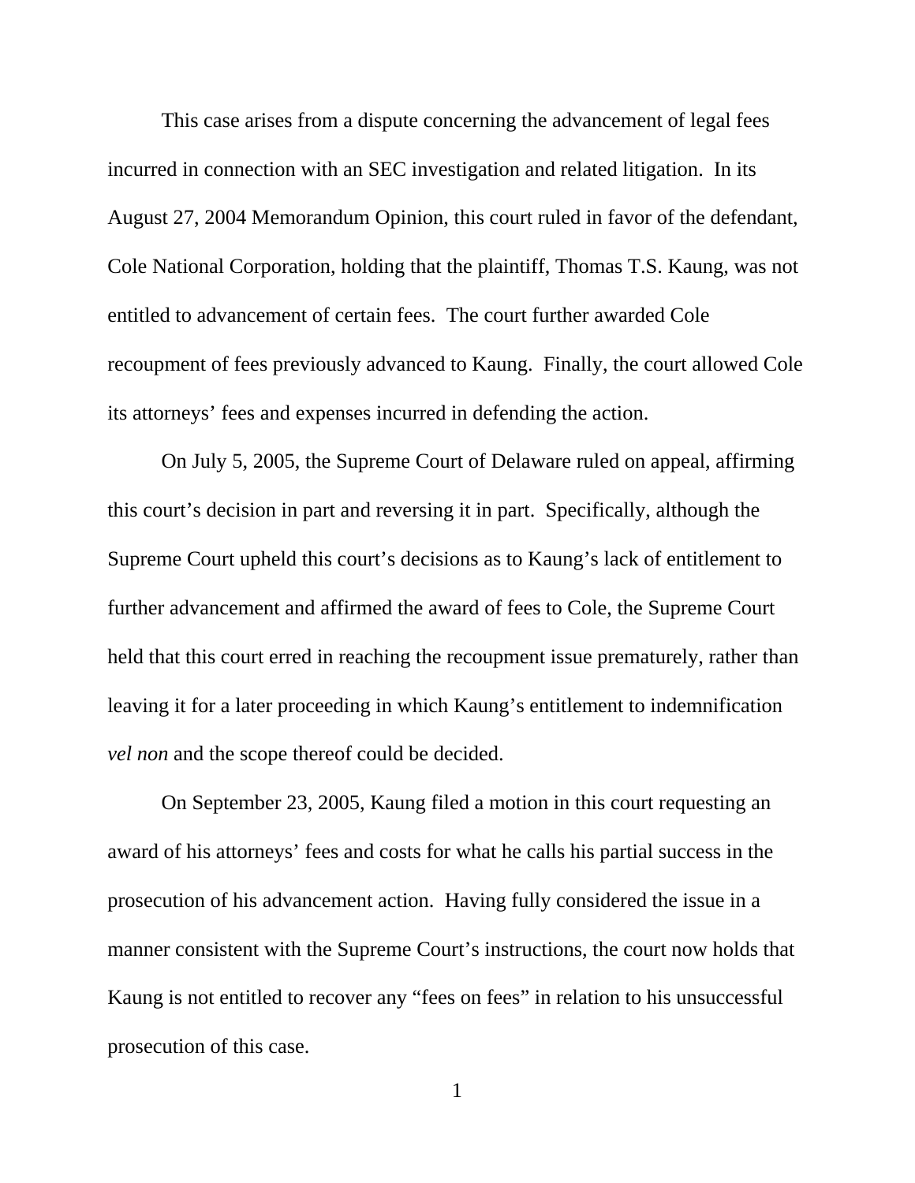This case arises from a dispute concerning the advancement of legal fees incurred in connection with an SEC investigation and related litigation. In its August 27, 2004 Memorandum Opinion, this court ruled in favor of the defendant, Cole National Corporation, holding that the plaintiff, Thomas T.S. Kaung, was not entitled to advancement of certain fees. The court further awarded Cole recoupment of fees previously advanced to Kaung. Finally, the court allowed Cole its attorneys' fees and expenses incurred in defending the action.

On July 5, 2005, the Supreme Court of Delaware ruled on appeal, affirming this court's decision in part and reversing it in part. Specifically, although the Supreme Court upheld this court's decisions as to Kaung's lack of entitlement to further advancement and affirmed the award of fees to Cole, the Supreme Court held that this court erred in reaching the recoupment issue prematurely, rather than leaving it for a later proceeding in which Kaung's entitlement to indemnification *vel non* and the scope thereof could be decided.

On September 23, 2005, Kaung filed a motion in this court requesting an award of his attorneys' fees and costs for what he calls his partial success in the prosecution of his advancement action. Having fully considered the issue in a manner consistent with the Supreme Court's instructions, the court now holds that Kaung is not entitled to recover any "fees on fees" in relation to his unsuccessful prosecution of this case.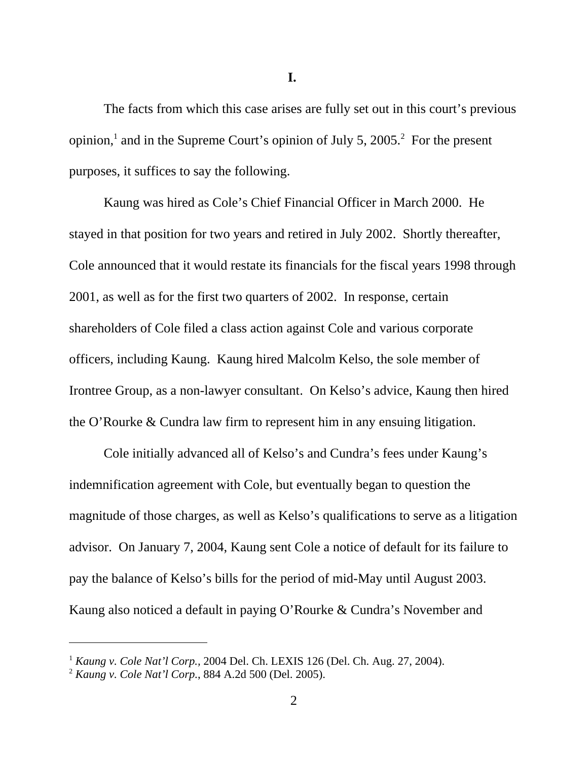**I.**

The facts from which this case arises are fully set out in this court's previous opinion,[1] and in the Supreme Court's opinion of July 5, 2005.[2] For the present purposes, it suffices to say the following.

Kaung was hired as Cole's Chief Financial Officer in March 2000. He stayed in that position for two years and retired in July 2002. Shortly thereafter, Cole announced that it would restate its financials for the fiscal years 1998 through 2001, as well as for the first two quarters of 2002. In response, certain shareholders of Cole filed a class action against Cole and various corporate officers, including Kaung. Kaung hired Malcolm Kelso, the sole member of Irontree Group, as a non-lawyer consultant. On Kelso's advice, Kaung then hired the O'Rourke & Cundra law firm to represent him in any ensuing litigation.

Cole initially advanced all of Kelso's and Cundra's fees under Kaung's indemnification agreement with Cole, but eventually began to question the magnitude of those charges, as well as Kelso's qualifications to serve as a litigation advisor. On January 7, 2004, Kaung sent Cole a notice of default for its failure to pay the balance of Kelso's bills for the period of mid-May until August 2003. Kaung also noticed a default in paying O'Rourke & Cundra's November and

---

[1] *Kaung v. Cole Nat'l Corp.*, 2004 Del. Ch. LEXIS 126 (Del. Ch. Aug. 27, 2004).

[2] *Kaung v. Cole Nat'l Corp.*, 884 A.2d 500 (Del. 2005).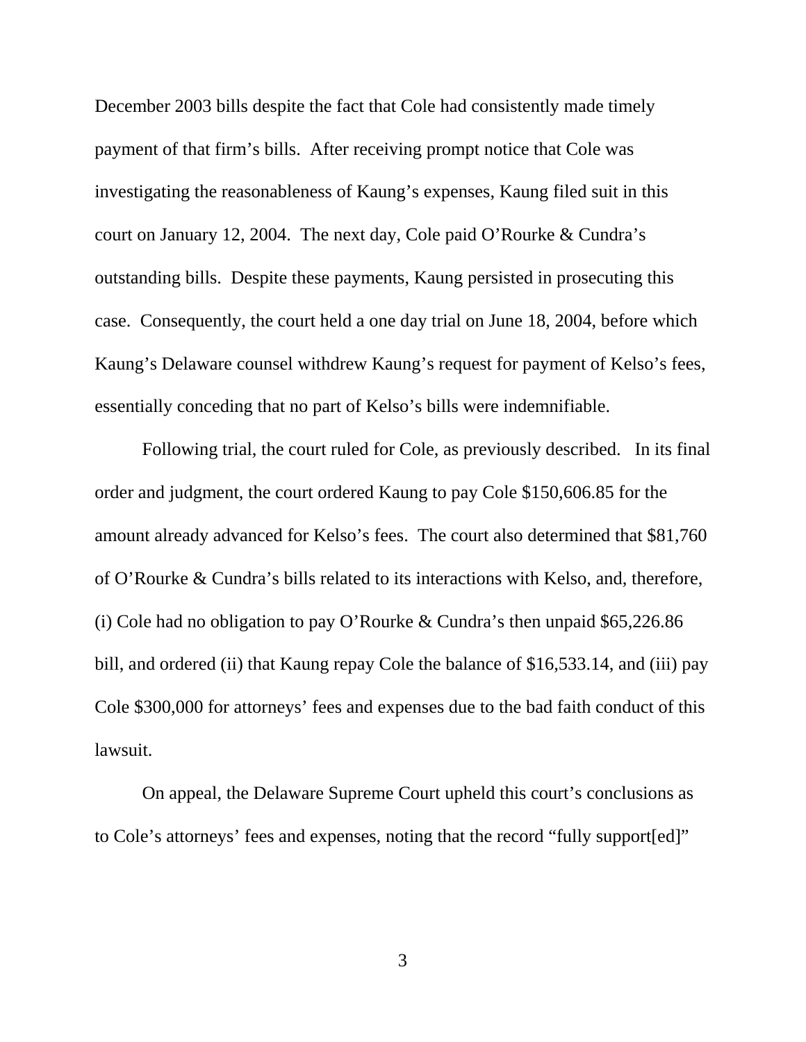December 2003 bills despite the fact that Cole had consistently made timely payment of that firm's bills. After receiving prompt notice that Cole was investigating the reasonableness of Kaung's expenses, Kaung filed suit in this court on January 12, 2004. The next day, Cole paid O'Rourke & Cundra's outstanding bills. Despite these payments, Kaung persisted in prosecuting this case. Consequently, the court held a one day trial on June 18, 2004, before which Kaung's Delaware counsel withdrew Kaung's request for payment of Kelso's fees, essentially conceding that no part of Kelso's bills were indemnifiable.

Following trial, the court ruled for Cole, as previously described. In its final order and judgment, the court ordered Kaung to pay Cole $150,606.85 for the amount already advanced for Kelso's fees. The court also determined that $81,760 of O'Rourke & Cundra's bills related to its interactions with Kelso, and, therefore, (i) Cole had no obligation to pay O'Rourke & Cundra's then unpaid $65,226.86 bill, and ordered (ii) that Kaung repay Cole the balance of $16,533.14, and (iii) pay Cole $300,000 for attorneys' fees and expenses due to the bad faith conduct of this lawsuit.

On appeal, the Delaware Supreme Court upheld this court's conclusions as to Cole's attorneys' fees and expenses, noting that the record "fully support[ed]"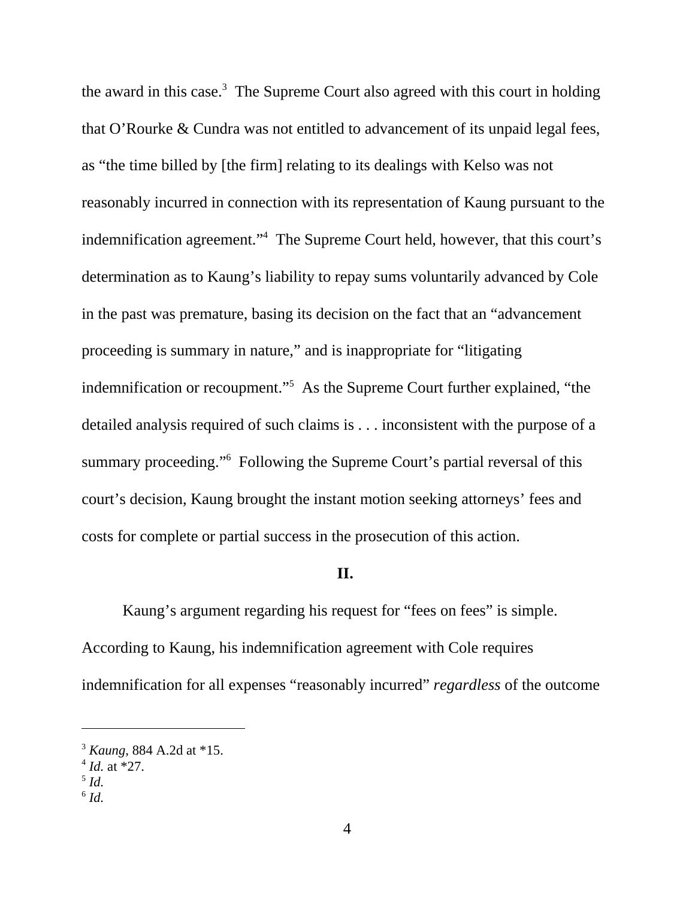the award in this case.[3] The Supreme Court also agreed with this court in holding that O'Rourke & Cundra was not entitled to advancement of its unpaid legal fees, as "the time billed by [the firm] relating to its dealings with Kelso was not reasonably incurred in connection with its representation of Kaung pursuant to the indemnification agreement."[4] The Supreme Court held, however, that this court's determination as to Kaung's liability to repay sums voluntarily advanced by Cole in the past was premature, basing its decision on the fact that an "advancement proceeding is summary in nature," and is inappropriate for "litigating indemnification or recoupment."[5] As the Supreme Court further explained, "the detailed analysis required of such claims is . . . inconsistent with the purpose of a summary proceeding."[6] Following the Supreme Court's partial reversal of this court's decision, Kaung brought the instant motion seeking attorneys' fees and costs for complete or partial success in the prosecution of this action.

## II.

Kaung's argument regarding his request for "fees on fees" is simple. According to Kaung, his indemnification agreement with Cole requires indemnification for all expenses "reasonably incurred" *regardless* of the outcome

---

[3] *Kaung*, 884 A.2d at *15.

[4] *Id.* at *27.

[5] *Id.*

[6] *Id.*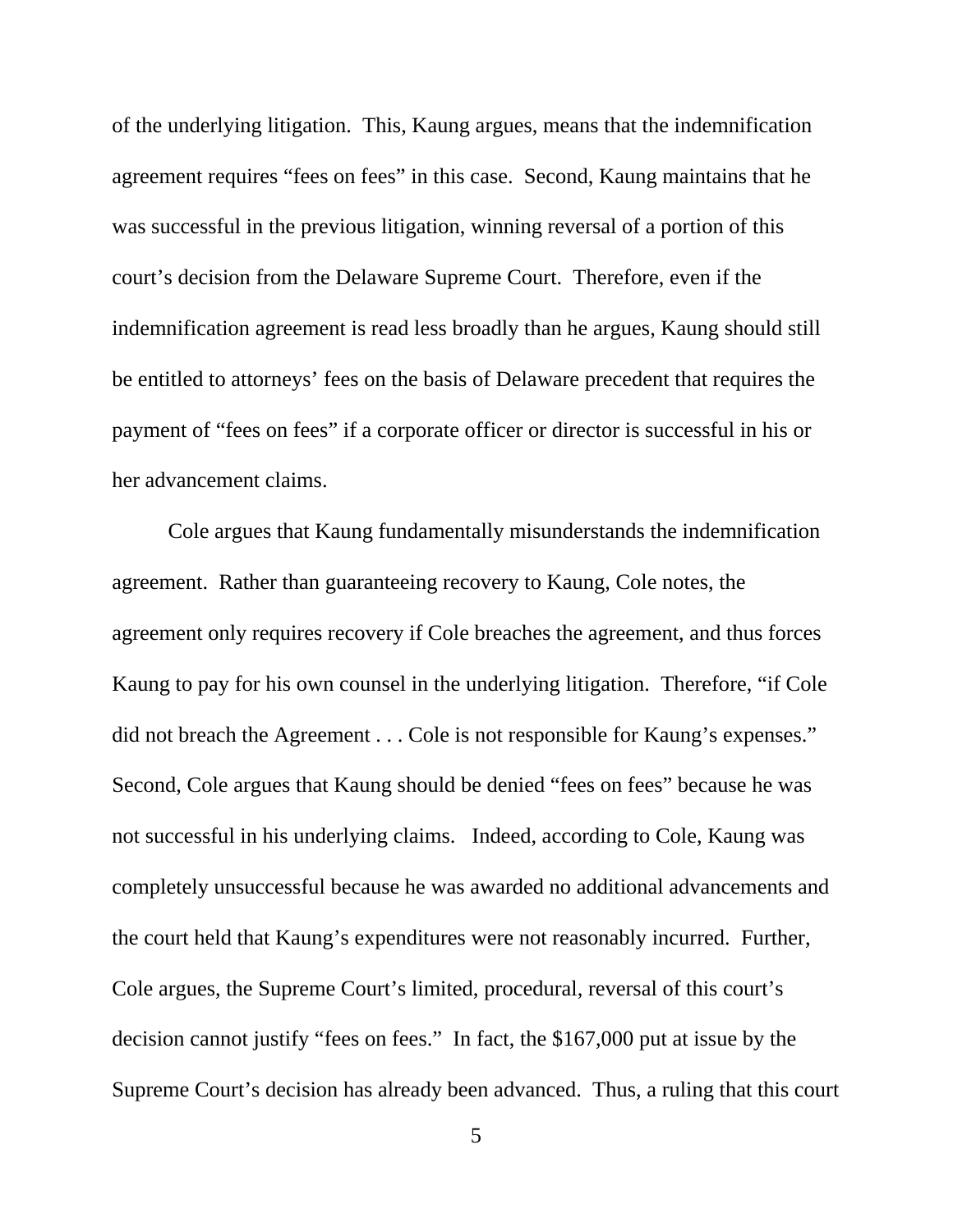of the underlying litigation. This, Kaung argues, means that the indemnification agreement requires "fees on fees" in this case. Second, Kaung maintains that he was successful in the previous litigation, winning reversal of a portion of this court's decision from the Delaware Supreme Court. Therefore, even if the indemnification agreement is read less broadly than he argues, Kaung should still be entitled to attorneys' fees on the basis of Delaware precedent that requires the payment of "fees on fees" if a corporate officer or director is successful in his or her advancement claims.

Cole argues that Kaung fundamentally misunderstands the indemnification agreement. Rather than guaranteeing recovery to Kaung, Cole notes, the agreement only requires recovery if Cole breaches the agreement, and thus forces Kaung to pay for his own counsel in the underlying litigation. Therefore, "if Cole did not breach the Agreement . . . Cole is not responsible for Kaung's expenses." Second, Cole argues that Kaung should be denied "fees on fees" because he was not successful in his underlying claims. Indeed, according to Cole, Kaung was completely unsuccessful because he was awarded no additional advancements and the court held that Kaung's expenditures were not reasonably incurred. Further, Cole argues, the Supreme Court's limited, procedural, reversal of this court's decision cannot justify "fees on fees." In fact, the $167,000 put at issue by the Supreme Court's decision has already been advanced. Thus, a ruling that this court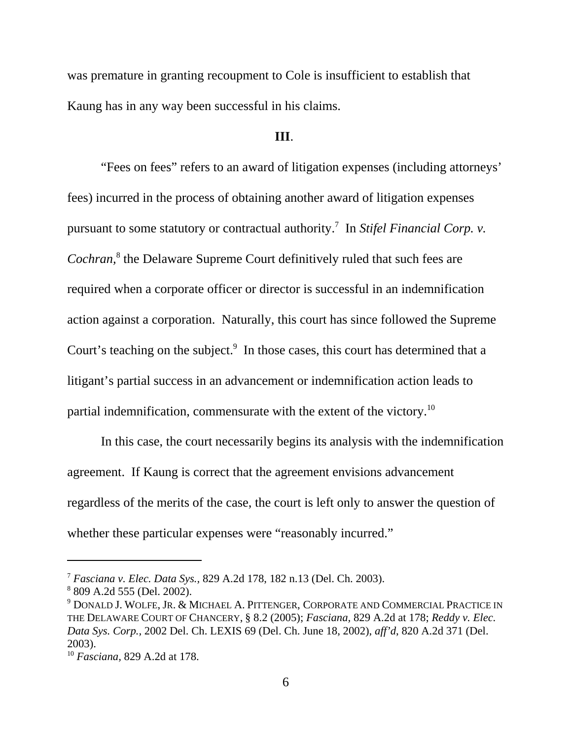was premature in granting recoupment to Cole is insufficient to establish that Kaung has in any way been successful in his claims.

**III**.

"Fees on fees" refers to an award of litigation expenses (including attorneys' fees) incurred in the process of obtaining another award of litigation expenses pursuant to some statutory or contractual authority.[7] In *Stifel Financial Corp. v. Cochran,*[8] the Delaware Supreme Court definitively ruled that such fees are required when a corporate officer or director is successful in an indemnification action against a corporation. Naturally, this court has since followed the Supreme Court's teaching on the subject.[9] In those cases, this court has determined that a litigant's partial success in an advancement or indemnification action leads to partial indemnification, commensurate with the extent of the victory.[10]

In this case, the court necessarily begins its analysis with the indemnification agreement. If Kaung is correct that the agreement envisions advancement regardless of the merits of the case, the court is left only to answer the question of whether these particular expenses were "reasonably incurred."

---

[7] *Fasciana v. Elec. Data Sys.,* 829 A.2d 178, 182 n.13 (Del. Ch. 2003).

[8] 809 A.2d 555 (Del. 2002).

[9] DONALD J. WOLFE, JR. & MICHAEL A. PITTENGER, CORPORATE AND COMMERCIAL PRACTICE IN THE DELAWARE COURT OF CHANCERY, § 8.2 (2005); *Fasciana,* 829 A.2d at 178; *Reddy v. Elec. Data Sys. Corp.,* 2002 Del. Ch. LEXIS 69 (Del. Ch. June 18, 2002), *aff'd*, 820 A.2d 371 (Del. 2003).

[10] *Fasciana,* 829 A.2d at 178.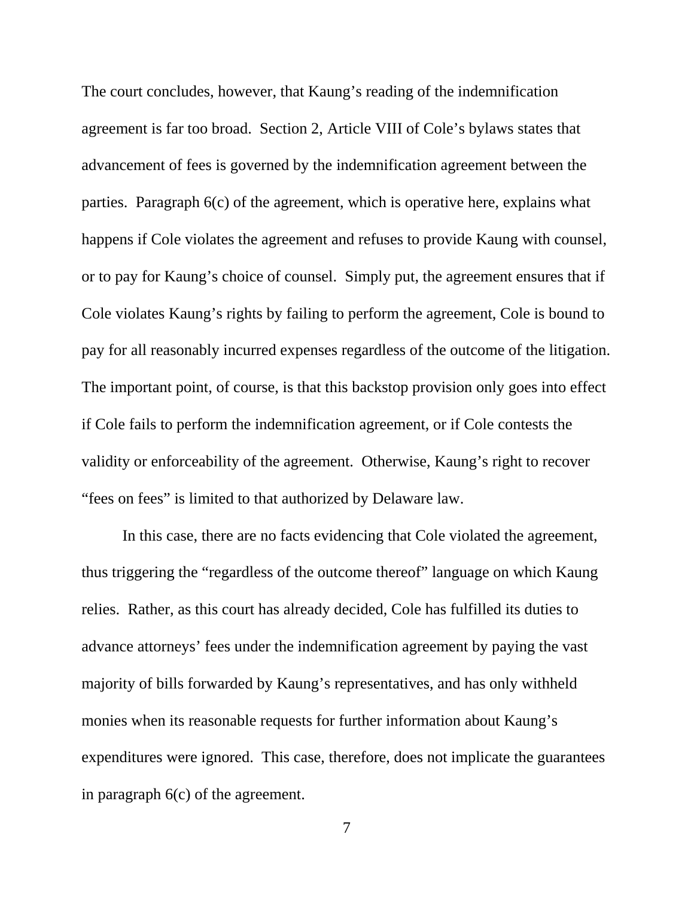The court concludes, however, that Kaung's reading of the indemnification agreement is far too broad. Section 2, Article VIII of Cole's bylaws states that advancement of fees is governed by the indemnification agreement between the parties. Paragraph 6(c) of the agreement, which is operative here, explains what happens if Cole violates the agreement and refuses to provide Kaung with counsel, or to pay for Kaung's choice of counsel. Simply put, the agreement ensures that if Cole violates Kaung's rights by failing to perform the agreement, Cole is bound to pay for all reasonably incurred expenses regardless of the outcome of the litigation. The important point, of course, is that this backstop provision only goes into effect if Cole fails to perform the indemnification agreement, or if Cole contests the validity or enforceability of the agreement. Otherwise, Kaung's right to recover "fees on fees" is limited to that authorized by Delaware law.

In this case, there are no facts evidencing that Cole violated the agreement, thus triggering the "regardless of the outcome thereof" language on which Kaung relies. Rather, as this court has already decided, Cole has fulfilled its duties to advance attorneys' fees under the indemnification agreement by paying the vast majority of bills forwarded by Kaung's representatives, and has only withheld monies when its reasonable requests for further information about Kaung's expenditures were ignored. This case, therefore, does not implicate the guarantees in paragraph 6(c) of the agreement.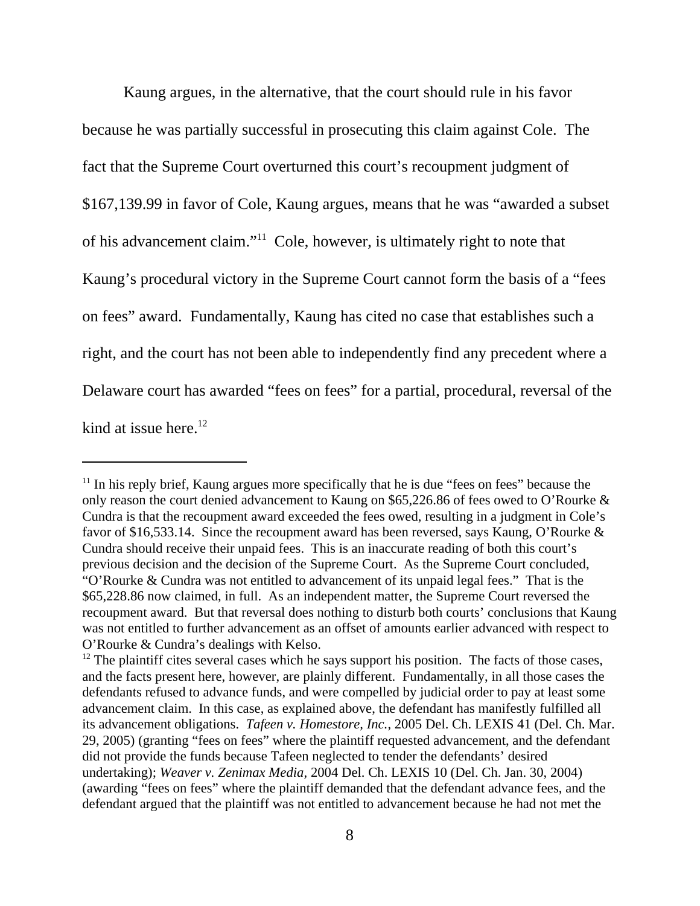Kaung argues, in the alternative, that the court should rule in his favor because he was partially successful in prosecuting this claim against Cole. The fact that the Supreme Court overturned this court's recoupment judgment of \$167,139.99 in favor of Cole, Kaung argues, means that he was "awarded a subset of his advancement claim."[11] Cole, however, is ultimately right to note that Kaung's procedural victory in the Supreme Court cannot form the basis of a "fees on fees" award. Fundamentally, Kaung has cited no case that establishes such a right, and the court has not been able to independently find any precedent where a Delaware court has awarded "fees on fees" for a partial, procedural, reversal of the kind at issue here.[12]

---

[11] In his reply brief, Kaung argues more specifically that he is due "fees on fees" because the only reason the court denied advancement to Kaung on \$65,226.86 of fees owed to O'Rourke & Cundra is that the recoupment award exceeded the fees owed, resulting in a judgment in Cole's favor of \$16,533.14. Since the recoupment award has been reversed, says Kaung, O'Rourke & Cundra should receive their unpaid fees. This is an inaccurate reading of both this court's previous decision and the decision of the Supreme Court. As the Supreme Court concluded, "O'Rourke & Cundra was not entitled to advancement of its unpaid legal fees." That is the \$65,228.86 now claimed, in full. As an independent matter, the Supreme Court reversed the recoupment award. But that reversal does nothing to disturb both courts' conclusions that Kaung was not entitled to further advancement as an offset of amounts earlier advanced with respect to O'Rourke & Cundra's dealings with Kelso.

[12] The plaintiff cites several cases which he says support his position. The facts of those cases, and the facts present here, however, are plainly different. Fundamentally, in all those cases the defendants refused to advance funds, and were compelled by judicial order to pay at least some advancement claim. In this case, as explained above, the defendant has manifestly fulfilled all its advancement obligations. *Tafeen v. Homestore, Inc.*, 2005 Del. Ch. LEXIS 41 (Del. Ch. Mar. 29, 2005) (granting "fees on fees" where the plaintiff requested advancement, and the defendant did not provide the funds because Tafeen neglected to tender the defendants' desired undertaking); *Weaver v. Zenimax Media*, 2004 Del. Ch. LEXIS 10 (Del. Ch. Jan. 30, 2004) (awarding "fees on fees" where the plaintiff demanded that the defendant advance fees, and the defendant argued that the plaintiff was not entitled to advancement because he had not met the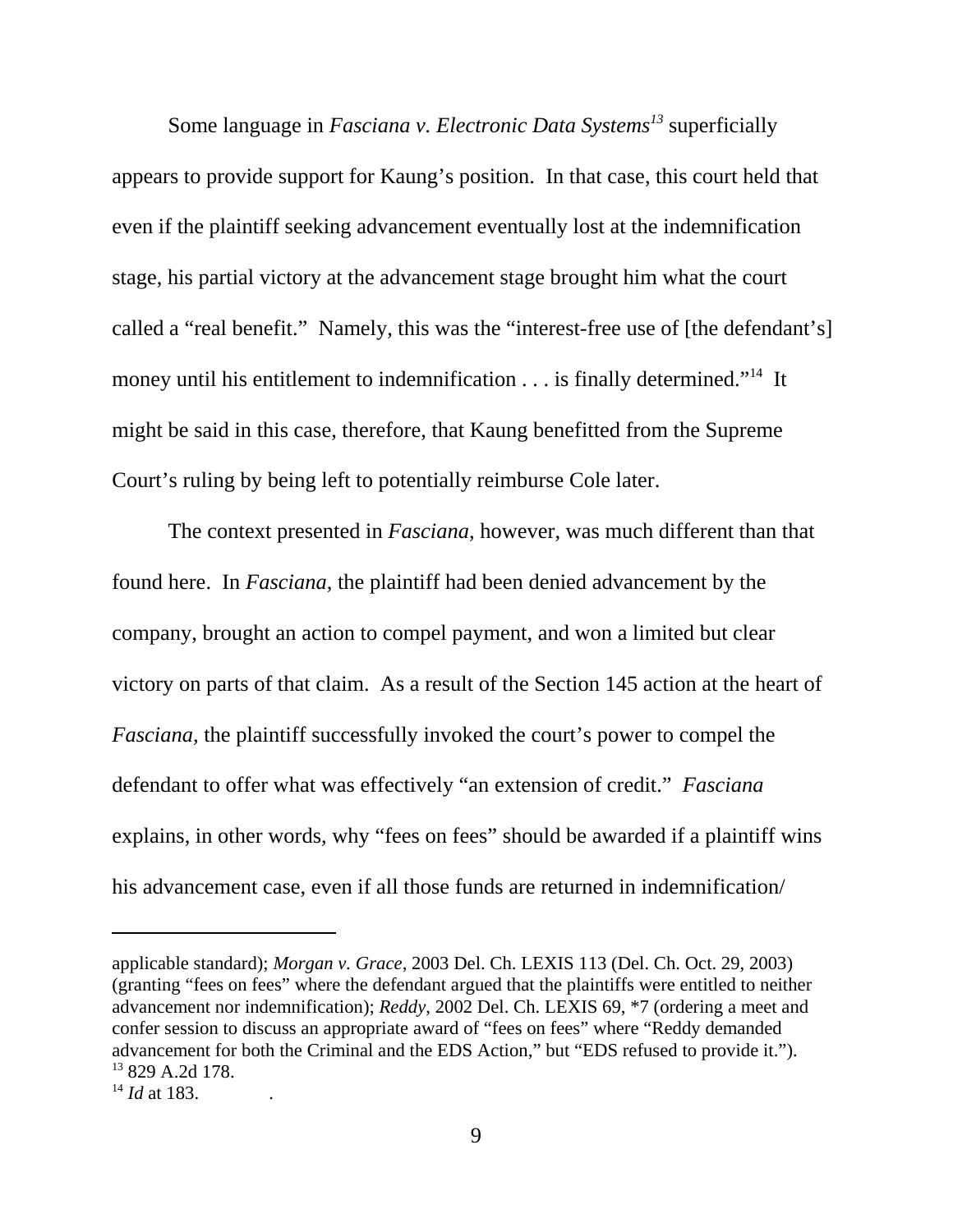Some language in *Fasciana v. Electronic Data Systems*[13] superficially appears to provide support for Kaung's position. In that case, this court held that even if the plaintiff seeking advancement eventually lost at the indemnification stage, his partial victory at the advancement stage brought him what the court called a "real benefit." Namely, this was the "interest-free use of [the defendant's] money until his entitlement to indemnification . . . is finally determined."[14] It might be said in this case, therefore, that Kaung benefitted from the Supreme Court's ruling by being left to potentially reimburse Cole later.

The context presented in *Fasciana*, however, was much different than that found here. In *Fasciana*, the plaintiff had been denied advancement by the company, brought an action to compel payment, and won a limited but clear victory on parts of that claim. As a result of the Section 145 action at the heart of *Fasciana,* the plaintiff successfully invoked the court's power to compel the defendant to offer what was effectively "an extension of credit." *Fasciana* explains, in other words, why "fees on fees" should be awarded if a plaintiff wins his advancement case, even if all those funds are returned in indemnification/

---

applicable standard); *Morgan v. Grace*, 2003 Del. Ch. LEXIS 113 (Del. Ch. Oct. 29, 2003) (granting "fees on fees" where the defendant argued that the plaintiffs were entitled to neither advancement nor indemnification); *Reddy*, 2002 Del. Ch. LEXIS 69, *7 (ordering a meet and confer session to discuss an appropriate award of "fees on fees" where "Reddy demanded advancement for both the Criminal and the EDS Action," but "EDS refused to provide it.").

[13] 829 A.2d 178.

[14] *Id* at 183.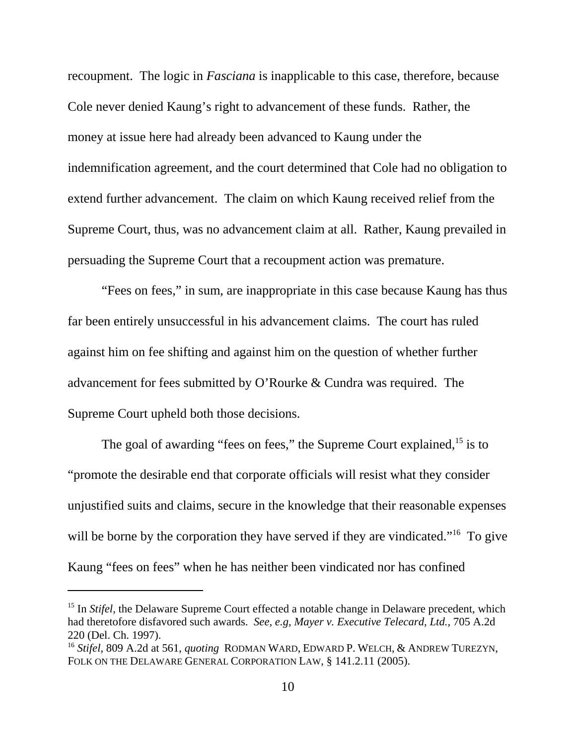recoupment. The logic in *Fasciana* is inapplicable to this case, therefore, because Cole never denied Kaung's right to advancement of these funds. Rather, the money at issue here had already been advanced to Kaung under the indemnification agreement, and the court determined that Cole had no obligation to extend further advancement. The claim on which Kaung received relief from the Supreme Court, thus, was no advancement claim at all. Rather, Kaung prevailed in persuading the Supreme Court that a recoupment action was premature.

"Fees on fees," in sum, are inappropriate in this case because Kaung has thus far been entirely unsuccessful in his advancement claims. The court has ruled against him on fee shifting and against him on the question of whether further advancement for fees submitted by O'Rourke & Cundra was required. The Supreme Court upheld both those decisions.

The goal of awarding "fees on fees," the Supreme Court explained,[15] is to "promote the desirable end that corporate officials will resist what they consider unjustified suits and claims, secure in the knowledge that their reasonable expenses will be borne by the corporation they have served if they are vindicated."[16] To give Kaung "fees on fees" when he has neither been vindicated nor has confined

---

[15] In *Stifel,* the Delaware Supreme Court effected a notable change in Delaware precedent, which had theretofore disfavored such awards. *See, e.g, Mayer v. Executive Telecard, Ltd.,* 705 A.2d 220 (Del. Ch. 1997).

[16] *Stifel,* 809 A.2d at 561, *quoting* RODMAN WARD, EDWARD P. WELCH, & ANDREW TUREZYN, FOLK ON THE DELAWARE GENERAL CORPORATION LAW, § 141.2.11 (2005).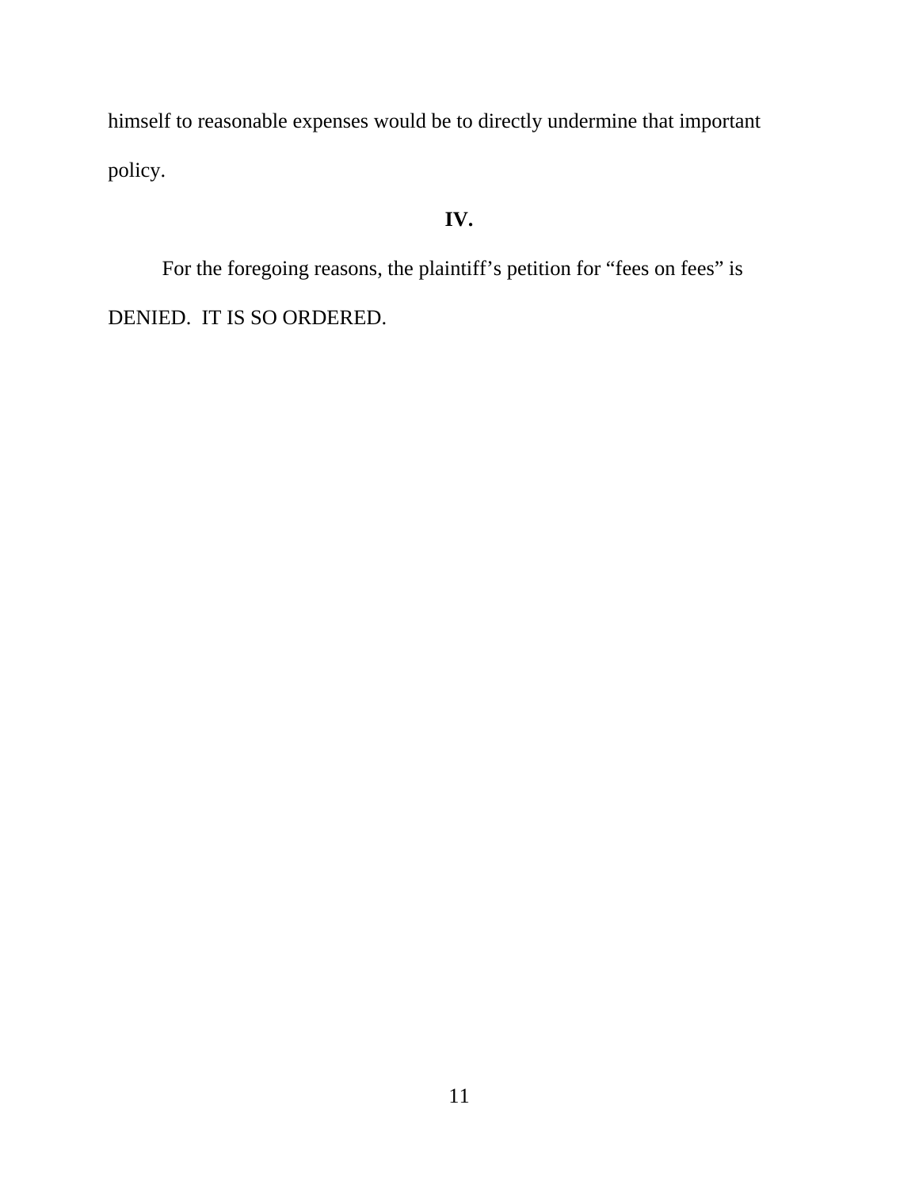himself to reasonable expenses would be to directly undermine that important policy.

## IV.

For the foregoing reasons, the plaintiff's petition for "fees on fees" is DENIED. IT IS SO ORDERED.